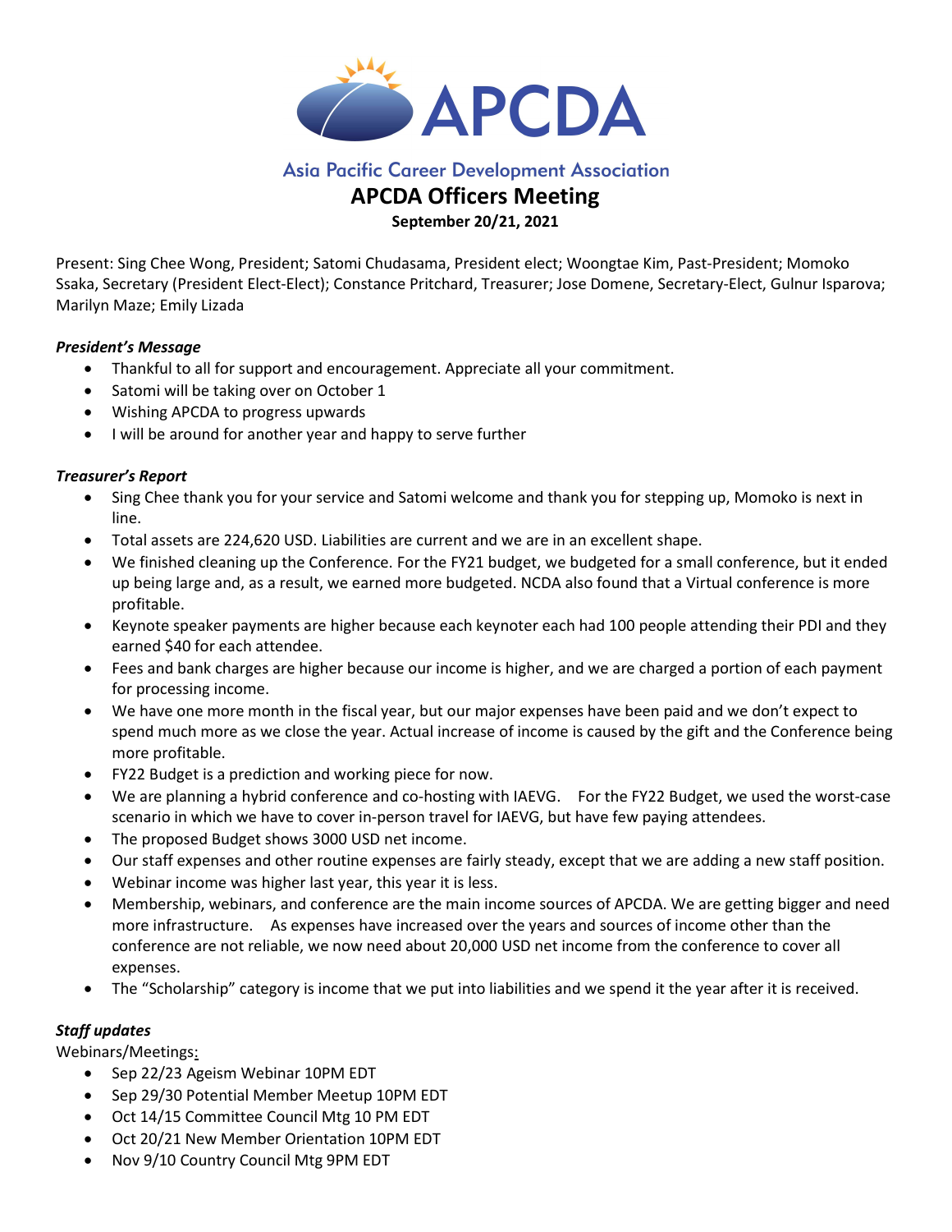# APCDA

Asia Pacific Career Development Association

## APCDA Officers Meeting

**September 20/21, 2021**

Present: Sing Chee Wong, President; Satomi Chudasama, President elect; Woongtae Kim, Past-President; Momoko Ssaka, Secretary (President Elect-Elect); Constance Pritchard, Treasurer; Jose Domene, Secretary-Elect, Gulnur Isparova; Marilyn Maze; Emily Lizada

### *President's Message*

- Thankful to all for support and encouragement. Appreciate all your commitment.
- Satomi will be taking over on October 1
- Wishing APCDA to progress upwards
- I will be around for another year and happy to serve further

### *Treasurer's Report*

- Sing Chee thank you for your service and Satomi welcome and thank you for stepping up, Momoko is next in line.
- Total assets are 224,620 USD. Liabilities are current and we are in an excellent shape.
- We finished cleaning up the Conference. For the FY21 budget, we budgeted for a small conference, but it ended up being large and, as a result, we earned more budgeted. NCDA also found that a Virtual conference is more profitable.
- Keynote speaker payments are higher because each keynoter each had 100 people attending their PDI and they earned $40 for each attendee.
- Fees and bank charges are higher because our income is higher, and we are charged a portion of each payment for processing income.
- We have one more month in the fiscal year, but our major expenses have been paid and we don't expect to spend much more as we close the year. Actual increase of income is caused by the gift and the Conference being more profitable.
- FY22 Budget is a prediction and working piece for now.
- We are planning a hybrid conference and co-hosting with IAEVG. For the FY22 Budget, we used the worst-case scenario in which we have to cover in-person travel for IAEVG, but have few paying attendees.
- The proposed Budget shows 3000 USD net income.
- Our staff expenses and other routine expenses are fairly steady, except that we are adding a new staff position.
- Webinar income was higher last year, this year it is less.
- Membership, webinars, and conference are the main income sources of APCDA. We are getting bigger and need more infrastructure. As expenses have increased over the years and sources of income other than the conference are not reliable, we now need about 20,000 USD net income from the conference to cover all expenses.
- The "Scholarship" category is income that we put into liabilities and we spend it the year after it is received.

### *Staff updates*

Webinars/Meetings:

- Sep 22/23 Ageism Webinar 10PM EDT
- Sep 29/30 Potential Member Meetup 10PM EDT
- Oct 14/15 Committee Council Mtg 10 PM EDT
- Oct 20/21 New Member Orientation 10PM EDT
- Nov 9/10 Country Council Mtg 9PM EDT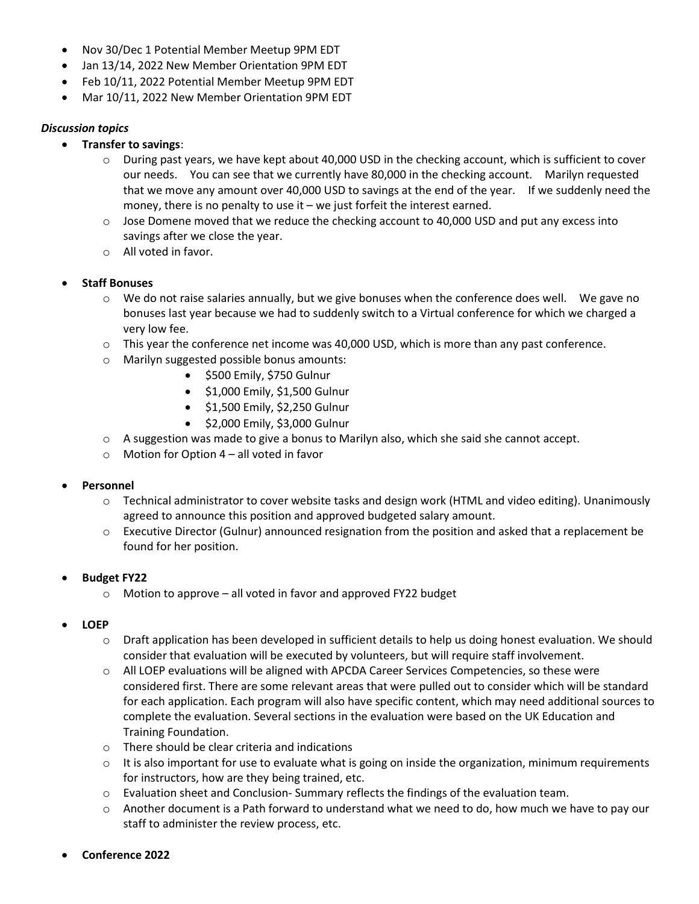- Nov 30/Dec 1 Potential Member Meetup 9PM EDT
- Jan 13/14, 2022 New Member Orientation 9PM EDT
- Feb 10/11, 2022 Potential Member Meetup 9PM EDT
- Mar 10/11, 2022 New Member Orientation 9PM EDT

***Discussion topics***

- **Transfer to savings**:
  - During past years, we have kept about 40,000 USD in the checking account, which is sufficient to cover our needs. You can see that we currently have 80,000 in the checking account. Marilyn requested that we move any amount over 40,000 USD to savings at the end of the year. If we suddenly need the money, there is no penalty to use it – we just forfeit the interest earned.
  - Jose Domene moved that we reduce the checking account to 40,000 USD and put any excess into savings after we close the year.
  - All voted in favor.

- **Staff Bonuses**
  - We do not raise salaries annually, but we give bonuses when the conference does well. We gave no bonuses last year because we had to suddenly switch to a Virtual conference for which we charged a very low fee.
  - This year the conference net income was 40,000 USD, which is more than any past conference.
  - Marilyn suggested possible bonus amounts:
    - $500 Emily, $750 Gulnur
    - $1,000 Emily, $1,500 Gulnur
    - $1,500 Emily, $2,250 Gulnur
    - $2,000 Emily, $3,000 Gulnur
  - A suggestion was made to give a bonus to Marilyn also, which she said she cannot accept.
  - Motion for Option 4 – all voted in favor

- **Personnel**
  - Technical administrator to cover website tasks and design work (HTML and video editing). Unanimously agreed to announce this position and approved budgeted salary amount.
  - Executive Director (Gulnur) announced resignation from the position and asked that a replacement be found for her position.

- **Budget FY22**
  - Motion to approve – all voted in favor and approved FY22 budget

- **LOEP**
  - Draft application has been developed in sufficient details to help us doing honest evaluation. We should consider that evaluation will be executed by volunteers, but will require staff involvement.
  - All LOEP evaluations will be aligned with APCDA Career Services Competencies, so these were considered first. There are some relevant areas that were pulled out to consider which will be standard for each application. Each program will also have specific content, which may need additional sources to complete the evaluation. Several sections in the evaluation were based on the UK Education and Training Foundation.
  - There should be clear criteria and indications
  - It is also important for use to evaluate what is going on inside the organization, minimum requirements for instructors, how are they being trained, etc.
  - Evaluation sheet and Conclusion- Summary reflects the findings of the evaluation team.
  - Another document is a Path forward to understand what we need to do, how much we have to pay our staff to administer the review process, etc.

- **Conference 2022**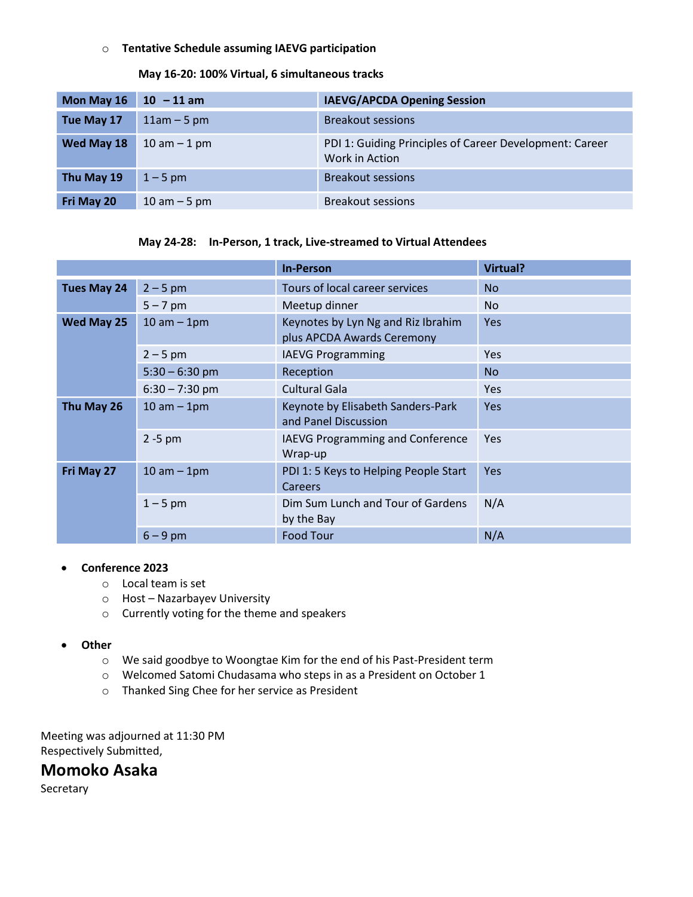- **Tentative Schedule assuming IAEVG participation**

**May 16-20: 100% Virtual, 6 simultaneous tracks**

| Mon May 16 | 10 – 11 am | IAEVG/APCDA Opening Session |
|---|---|---|
| Tue May 17 | 11am – 5 pm | Breakout sessions |
| Wed May 18 | 10 am – 1 pm | PDI 1: Guiding Principles of Career Development: Career Work in Action |
| Thu May 19 | 1 – 5 pm | Breakout sessions |
| Fri May 20 | 10 am – 5 pm | Breakout sessions |

**May 24-28: In-Person, 1 track, Live-streamed to Virtual Attendees**

| | | In-Person | Virtual? |
|---|---|---|---|
| Tues May 24 | 2 – 5 pm | Tours of local career services | No |
| | 5 – 7 pm | Meetup dinner | No |
| Wed May 25 | 10 am – 1pm | Keynotes by Lyn Ng and Riz Ibrahim plus APCDA Awards Ceremony | Yes |
| | 2 – 5 pm | IAEVG Programming | Yes |
| | 5:30 – 6:30 pm | Reception | No |
| | 6:30 – 7:30 pm | Cultural Gala | Yes |
| Thu May 26 | 10 am – 1pm | Keynote by Elisabeth Sanders-Park and Panel Discussion | Yes |
| | 2 -5 pm | IAEVG Programming and Conference Wrap-up | Yes |
| Fri May 27 | 10 am – 1pm | PDI 1: 5 Keys to Helping People Start Careers | Yes |
| | 1 – 5 pm | Dim Sum Lunch and Tour of Gardens by the Bay | N/A |
| | 6 – 9 pm | Food Tour | N/A |

- **Conference 2023**
  - Local team is set
  - Host – Nazarbayev University
  - Currently voting for the theme and speakers

- **Other**
  - We said goodbye to Woongtae Kim for the end of his Past-President term
  - Welcomed Satomi Chudasama who steps in as a President on October 1
  - Thanked Sing Chee for her service as President

Meeting was adjourned at 11:30 PM
Respectively Submitted,

**Momoko Asaka**
Secretary